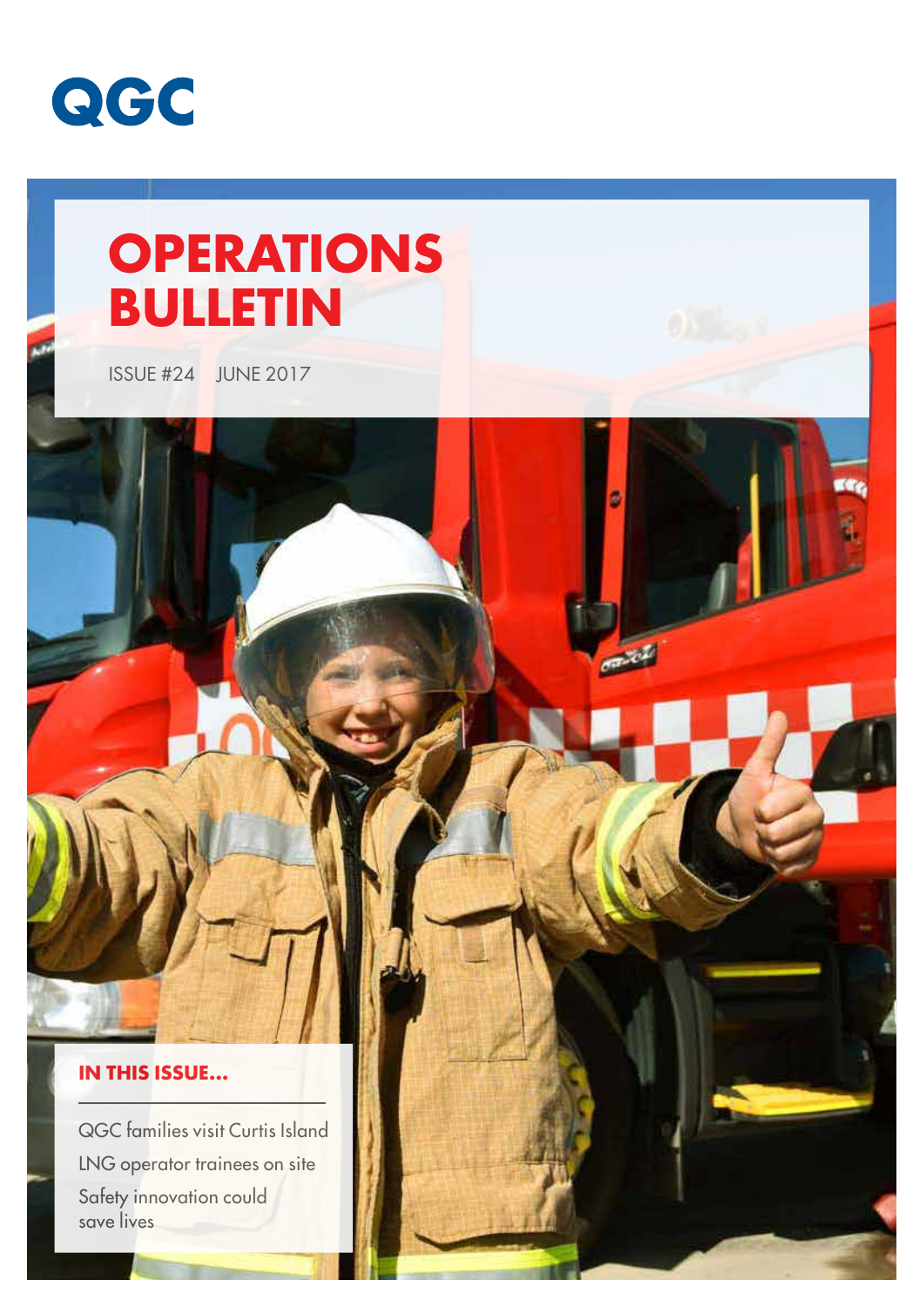QGC

# OPERATIONS BULLETIN

ISSUE #24 JUNE 2017

**IN THIS ISSUE...**

QGC families visit Curtis Island

LNG operator trainees on site

Safety innovation could save lives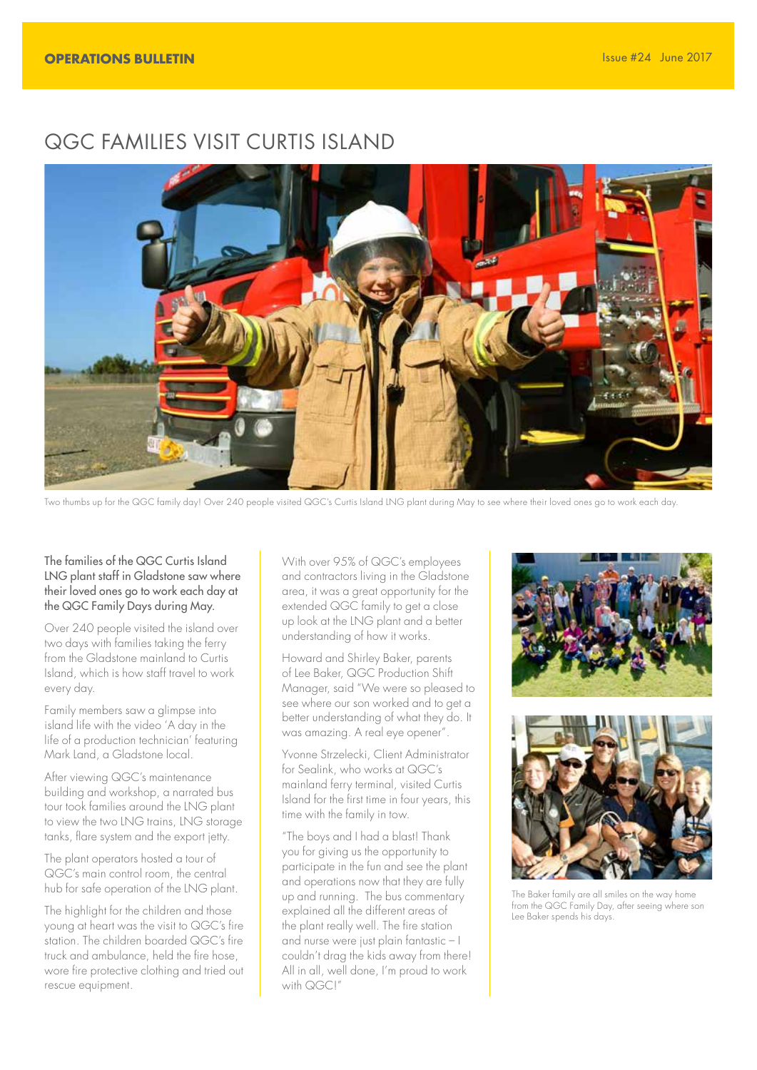OPERATIONS BULLETIN

Issue #24 June 2017

# QGC FAMILIES VISIT CURTIS ISLAND

Two thumbs up for the QGC family day! Over 240 people visited QGC's Curtis Island LNG plant during May to see where their loved ones go to work each day.

The families of the QGC Curtis Island LNG plant staff in Gladstone saw where their loved ones go to work each day at the QGC Family Days during May.

Over 240 people visited the island over two days with families taking the ferry from the Gladstone mainland to Curtis Island, which is how staff travel to work every day.

Family members saw a glimpse into island life with the video 'A day in the life of a production technician' featuring Mark Land, a Gladstone local.

After viewing QGC's maintenance building and workshop, a narrated bus tour took families around the LNG plant to view the two LNG trains, LNG storage tanks, flare system and the export jetty.

The plant operators hosted a tour of QGC's main control room, the central hub for safe operation of the LNG plant.

The highlight for the children and those young at heart was the visit to QGC's fire station. The children boarded QGC's fire truck and ambulance, held the fire hose, wore fire protective clothing and tried out rescue equipment.

With over 95% of QGC's employees and contractors living in the Gladstone area, it was a great opportunity for the extended QGC family to get a close up look at the LNG plant and a better understanding of how it works.

Howard and Shirley Baker, parents of Lee Baker, QGC Production Shift Manager, said "We were so pleased to see where our son worked and to get a better understanding of what they do. It was amazing. A real eye opener".

Yvonne Strzelecki, Client Administrator for Sealink, who works at QGC's mainland ferry terminal, visited Curtis Island for the first time in four years, this time with the family in tow.

"The boys and I had a blast! Thank you for giving us the opportunity to participate in the fun and see the plant and operations now that they are fully up and running. The bus commentary explained all the different areas of the plant really well. The fire station and nurse were just plain fantastic – I couldn't drag the kids away from there! All in all, well done, I'm proud to work with QGC!"

The Baker family are all smiles on the way home from the QGC Family Day, after seeing where son Lee Baker spends his days.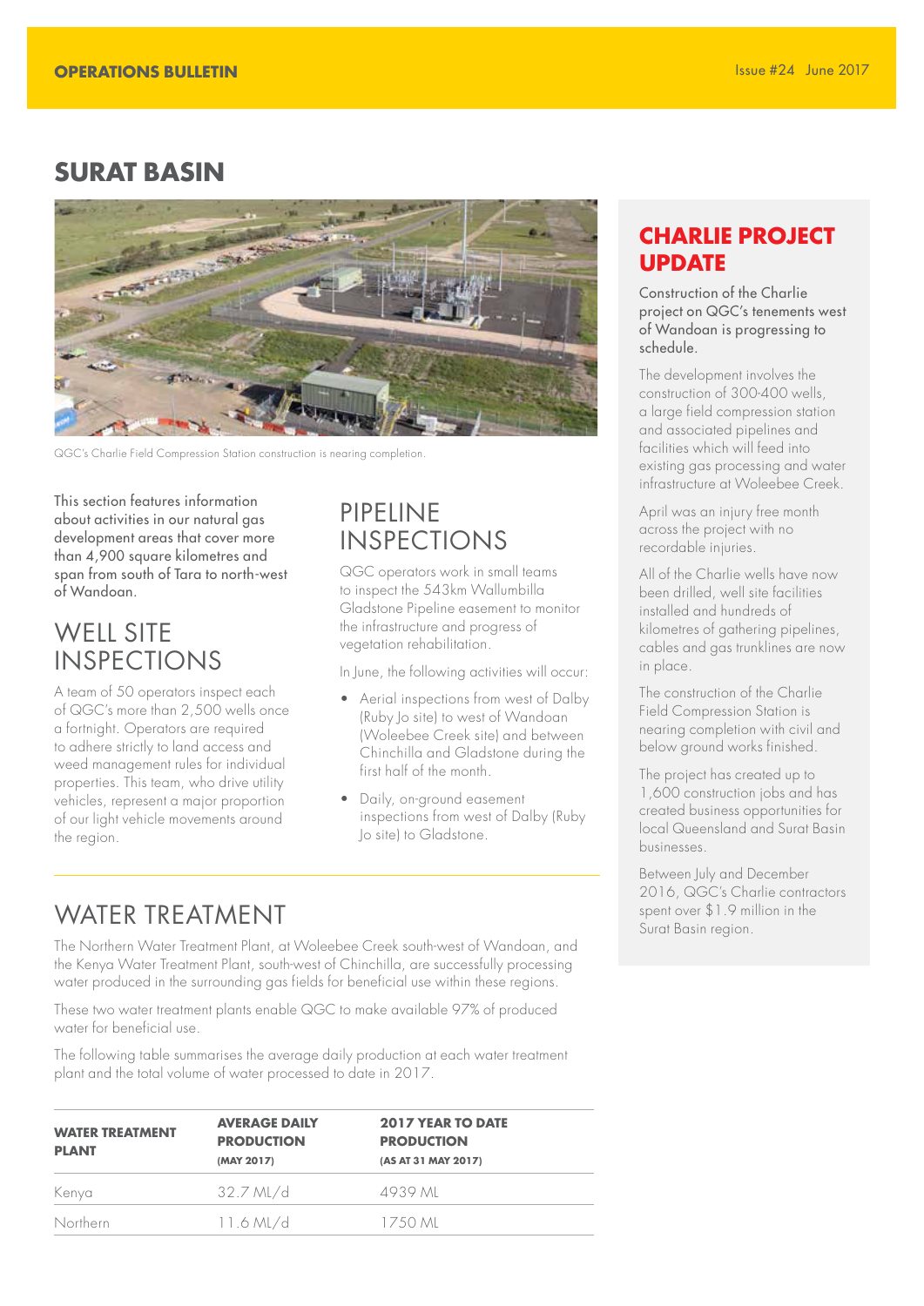# SURAT BASIN

QGC's Charlie Field Compression Station construction is nearing completion.

This section features information about activities in our natural gas development areas that cover more than 4,900 square kilometres and span from south of Tara to north-west of Wandoan.

## WELL SITE INSPECTIONS

A team of 50 operators inspect each of QGC's more than 2,500 wells once a fortnight. Operators are required to adhere strictly to land access and weed management rules for individual properties. This team, who drive utility vehicles, represent a major proportion of our light vehicle movements around the region.

## PIPELINE INSPECTIONS

QGC operators work in small teams to inspect the 543km Wallumbilla Gladstone Pipeline easement to monitor the infrastructure and progress of vegetation rehabilitation.

In June, the following activities will occur:

- Aerial inspections from west of Dalby (Ruby Jo site) to west of Wandoan (Woleebee Creek site) and between Chinchilla and Gladstone during the first half of the month.
- Daily, on-ground easement inspections from west of Dalby (Ruby Jo site) to Gladstone.

## WATER TREATMENT

The Northern Water Treatment Plant, at Woleebee Creek south-west of Wandoan, and the Kenya Water Treatment Plant, south-west of Chinchilla, are successfully processing water produced in the surrounding gas fields for beneficial use within these regions.

These two water treatment plants enable QGC to make available 97% of produced water for beneficial use.

The following table summarises the average daily production at each water treatment plant and the total volume of water processed to date in 2017.

| WATER TREATMENT PLANT | AVERAGE DAILY PRODUCTION (MAY 2017) | 2017 YEAR TO DATE PRODUCTION (AS AT 31 MAY 2017) |
|---|---|---|
| Kenya | 32.7 ML/d | 4939 ML |
| Northern | 11.6 ML/d | 1750 ML |

## CHARLIE PROJECT UPDATE

Construction of the Charlie project on QGC's tenements west of Wandoan is progressing to schedule.

The development involves the construction of 300-400 wells, a large field compression station and associated pipelines and facilities which will feed into existing gas processing and water infrastructure at Woleebee Creek.

April was an injury free month across the project with no recordable injuries.

All of the Charlie wells have now been drilled, well site facilities installed and hundreds of kilometres of gathering pipelines, cables and gas trunklines are now in place.

The construction of the Charlie Field Compression Station is nearing completion with civil and below ground works finished.

The project has created up to 1,600 construction jobs and has created business opportunities for local Queensland and Surat Basin businesses.

Between July and December 2016, QGC's Charlie contractors spent over $1.9 million in the Surat Basin region.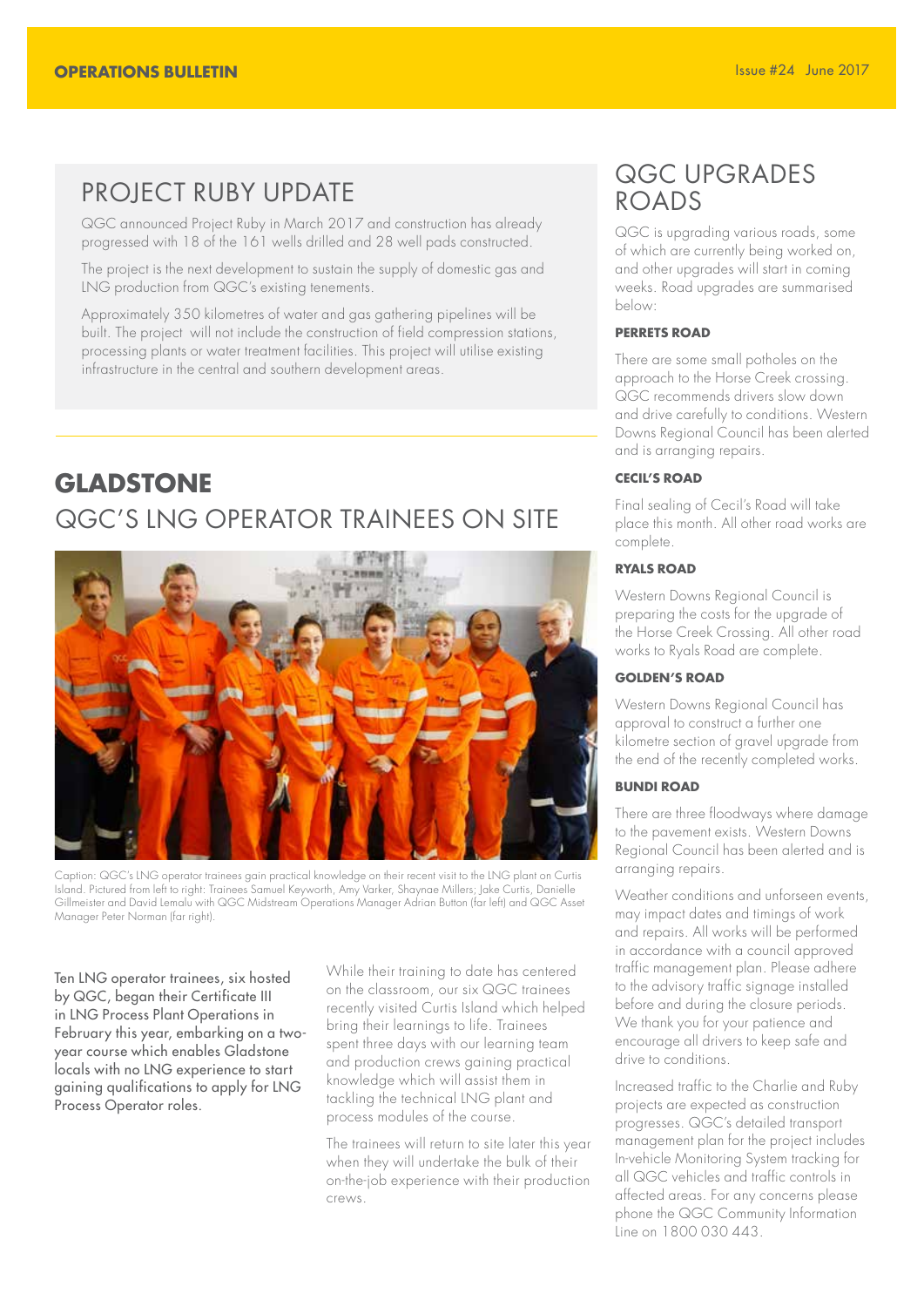## PROJECT RUBY UPDATE

QGC announced Project Ruby in March 2017 and construction has already progressed with 18 of the 161 wells drilled and 28 well pads constructed.

The project is the next development to sustain the supply of domestic gas and LNG production from QGC's existing tenements.

Approximately 350 kilometres of water and gas gathering pipelines will be built. The project will not include the construction of field compression stations, processing plants or water treatment facilities. This project will utilise existing infrastructure in the central and southern development areas.

# GLADSTONE

## QGC'S LNG OPERATOR TRAINEES ON SITE

Caption: QGC's LNG operator trainees gain practical knowledge on their recent visit to the LNG plant on Curtis Island. Pictured from left to right: Trainees Samuel Keyworth, Amy Varker, Shaynae Millers; Jake Curtis, Danielle Gillmeister and David Lemalu with QGC Midstream Operations Manager Adrian Button (far left) and QGC Asset Manager Peter Norman (far right).

Ten LNG operator trainees, six hosted by QGC, began their Certificate III in LNG Process Plant Operations in February this year, embarking on a two-year course which enables Gladstone locals with no LNG experience to start gaining qualifications to apply for LNG Process Operator roles.

While their training to date has centered on the classroom, our six QGC trainees recently visited Curtis Island which helped bring their learnings to life. Trainees spent three days with our learning team and production crews gaining practical knowledge which will assist them in tackling the technical LNG plant and process modules of the course.

The trainees will return to site later this year when they will undertake the bulk of their on-the-job experience with their production crews.

## QGC UPGRADES ROADS

QGC is upgrading various roads, some of which are currently being worked on, and other upgrades will start in coming weeks. Road upgrades are summarised below:

### PERRETS ROAD

There are some small potholes on the approach to the Horse Creek crossing. QGC recommends drivers slow down and drive carefully to conditions. Western Downs Regional Council has been alerted and is arranging repairs.

### CECIL'S ROAD

Final sealing of Cecil's Road will take place this month. All other road works are complete.

### RYALS ROAD

Western Downs Regional Council is preparing the costs for the upgrade of the Horse Creek Crossing. All other road works to Ryals Road are complete.

### GOLDEN'S ROAD

Western Downs Regional Council has approval to construct a further one kilometre section of gravel upgrade from the end of the recently completed works.

### BUNDI ROAD

There are three floodways where damage to the pavement exists. Western Downs Regional Council has been alerted and is arranging repairs.

Weather conditions and unforseen events, may impact dates and timings of work and repairs. All works will be performed in accordance with a council approved traffic management plan. Please adhere to the advisory traffic signage installed before and during the closure periods. We thank you for your patience and encourage all drivers to keep safe and drive to conditions.

Increased traffic to the Charlie and Ruby projects are expected as construction progresses. QGC's detailed transport management plan for the project includes In-vehicle Monitoring System tracking for all QGC vehicles and traffic controls in affected areas. For any concerns please phone the QGC Community Information Line on 1800 030 443.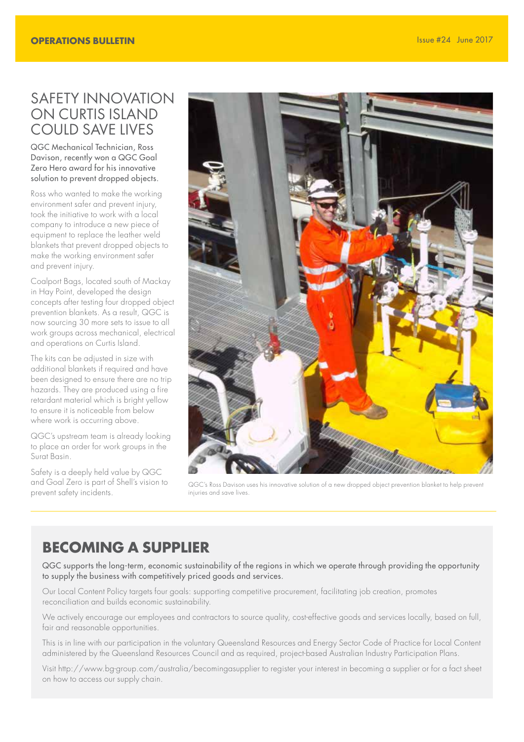# SAFETY INNOVATION ON CURTIS ISLAND COULD SAVE LIVES

QGC Mechanical Technician, Ross Davison, recently won a QGC Goal Zero Hero award for his innovative solution to prevent dropped objects.

Ross who wanted to make the working environment safer and prevent injury, took the initiative to work with a local company to introduce a new piece of equipment to replace the leather weld blankets that prevent dropped objects to make the working environment safer and prevent injury.

Coalport Bags, located south of Mackay in Hay Point, developed the design concepts after testing four dropped object prevention blankets. As a result, QGC is now sourcing 30 more sets to issue to all work groups across mechanical, electrical and operations on Curtis Island.

The kits can be adjusted in size with additional blankets if required and have been designed to ensure there are no trip hazards. They are produced using a fire retardant material which is bright yellow to ensure it is noticeable from below where work is occurring above.

QGC's upstream team is already looking to place an order for work groups in the Surat Basin.

Safety is a deeply held value by QGC and Goal Zero is part of Shell's vision to prevent safety incidents.

QGC's Ross Davison uses his innovative solution of a new dropped object prevention blanket to help prevent injuries and save lives.

## BECOMING A SUPPLIER

QGC supports the long-term, economic sustainability of the regions in which we operate through providing the opportunity to supply the business with competitively priced goods and services.

Our Local Content Policy targets four goals: supporting competitive procurement, facilitating job creation, promotes reconciliation and builds economic sustainability.

We actively encourage our employees and contractors to source quality, cost-effective goods and services locally, based on full, fair and reasonable opportunities.

This is in line with our participation in the voluntary Queensland Resources and Energy Sector Code of Practice for Local Content administered by the Queensland Resources Council and as required, project-based Australian Industry Participation Plans.

Visit http://www.bg-group.com/australia/becomingasupplier to register your interest in becoming a supplier or for a fact sheet on how to access our supply chain.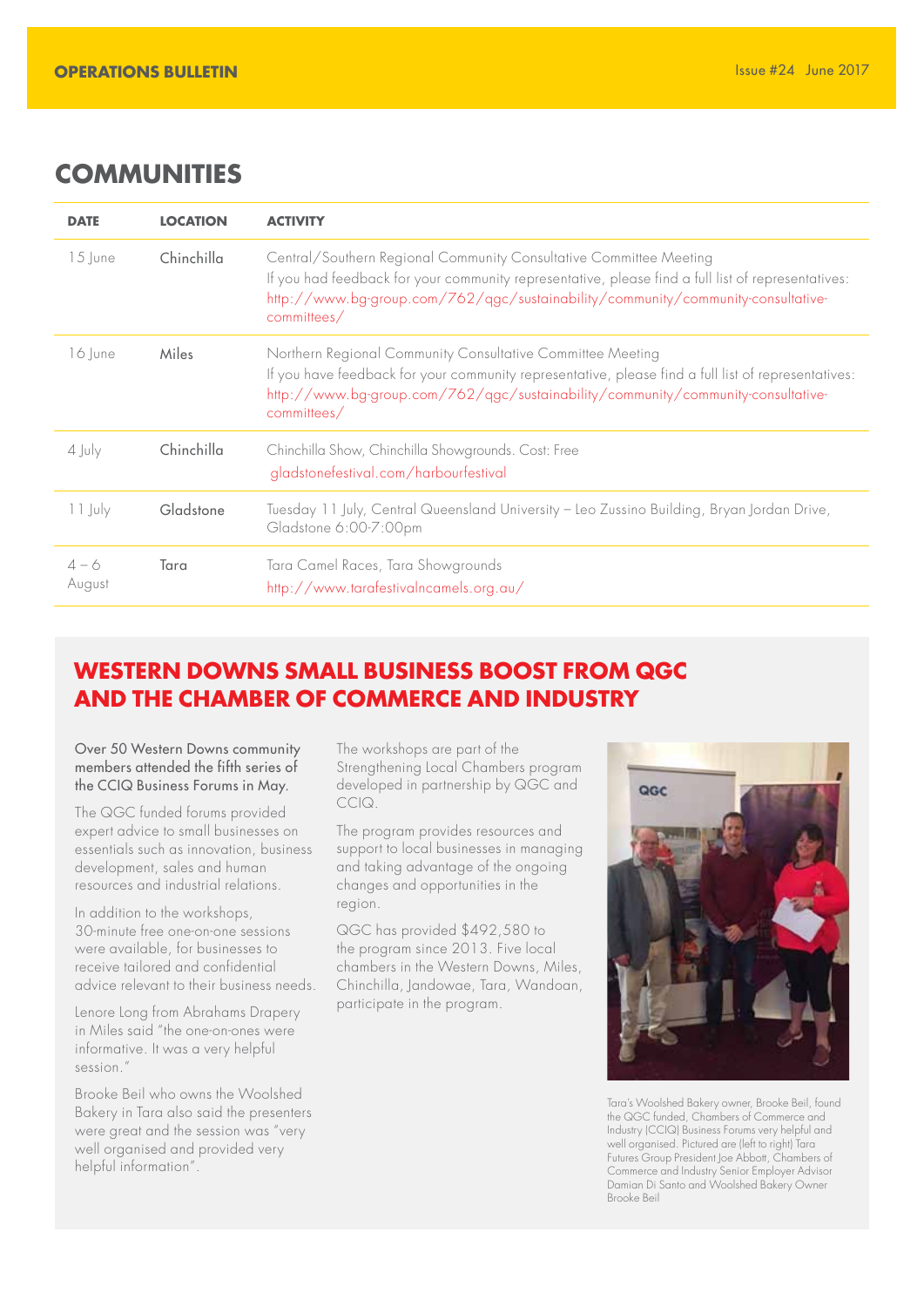# COMMUNITIES

| DATE | LOCATION | ACTIVITY |
|---|---|---|
| 15 June | Chinchilla | Central/Southern Regional Community Consultative Committee Meeting<br>If you had feedback for your community representative, please find a full list of representatives: http://www.bg-group.com/762/qgc/sustainability/community/community-consultative-committees/ |
| 16 June | Miles | Northern Regional Community Consultative Committee Meeting<br>If you have feedback for your community representative, please find a full list of representatives: http://www.bg-group.com/762/qgc/sustainability/community/community-consultative-committees/ |
| 4 July | Chinchilla | Chinchilla Show, Chinchilla Showgrounds. Cost: Free<br>gladstonefestival.com/harbourfestival |
| 11 July | Gladstone | Tuesday 11 July, Central Queensland University – Leo Zussino Building, Bryan Jordan Drive, Gladstone 6:00-7:00pm |
| 4 – 6 August | Tara | Tara Camel Races, Tara Showgrounds<br>http://www.tarafestivalncamels.org.au/ |

## WESTERN DOWNS SMALL BUSINESS BOOST FROM QGC AND THE CHAMBER OF COMMERCE AND INDUSTRY

Over 50 Western Downs community members attended the fifth series of the CCIQ Business Forums in May.

The QGC funded forums provided expert advice to small businesses on essentials such as innovation, business development, sales and human resources and industrial relations.

In addition to the workshops, 30-minute free one-on-one sessions were available, for businesses to receive tailored and confidential advice relevant to their business needs.

Lenore Long from Abrahams Drapery in Miles said "the one-on-ones were informative. It was a very helpful session."

Brooke Beil who owns the Woolshed Bakery in Tara also said the presenters were great and the session was "very well organised and provided very helpful information".

The workshops are part of the Strengthening Local Chambers program developed in partnership by QGC and CCIQ.

The program provides resources and support to local businesses in managing and taking advantage of the ongoing changes and opportunities in the region.

QGC has provided $492,580 to the program since 2013. Five local chambers in the Western Downs, Miles, Chinchilla, Jandowae, Tara, Wandoan, participate in the program.

Tara's Woolshed Bakery owner, Brooke Beil, found the QGC funded, Chambers of Commerce and Industry (CCIQ) Business Forums very helpful and well organised. Pictured are (left to right) Tara Futures Group President Joe Abbott, Chambers of Commerce and Industry Senior Employer Advisor Damian Di Santo and Woolshed Bakery Owner Brooke Beil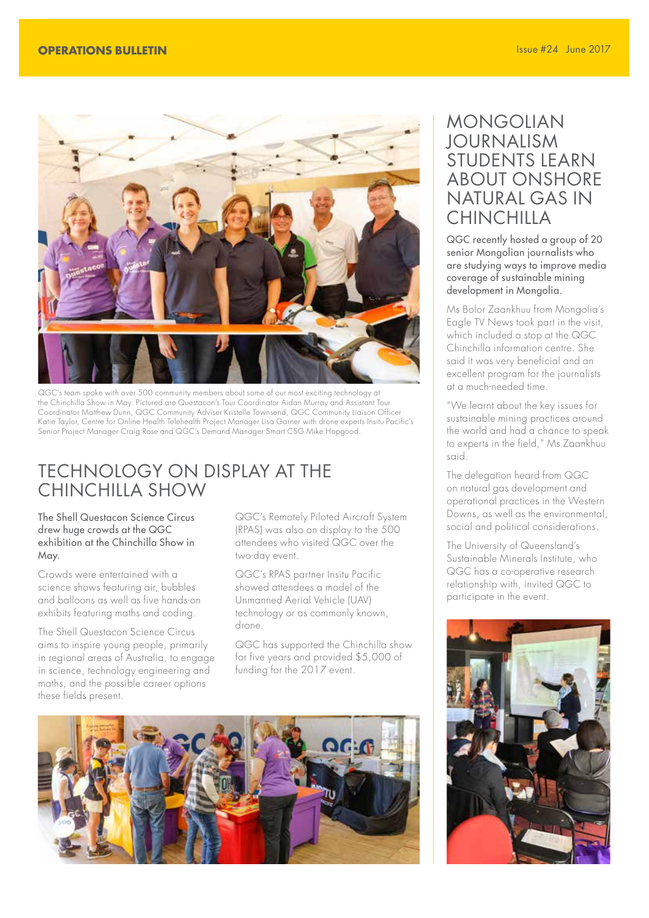QGC's team spoke with over 500 community members about some of our most exciting technology at the Chinchilla Show in May. Pictured are Questacon's Tour Coordinator Aidan Murray and Assistant Tour Coordinator Matthew Dunn, QGC Community Adviser Kristelle Townsend, QGC Community Liaison Officer Katie Taylor, Centre for Online Health Telehealth Project Manager Lisa Garner with drone experts Insitu Pacific's Senior Project Manager Craig Rose and QGC's Demand Manager Smart CSG Mike Hopgood.

# TECHNOLOGY ON DISPLAY AT THE CHINCHILLA SHOW

The Shell Questacon Science Circus drew huge crowds at the QGC exhibition at the Chinchilla Show in May.

Crowds were entertained with a science shows featuring air, bubbles and balloons as well as five hands-on exhibits featuring maths and coding.

The Shell Questacon Science Circus aims to inspire young people, primarily in regional areas of Australia, to engage in science, technology engineering and maths, and the possible career options these fields present.

QGC's Remotely Piloted Aircraft System (RPAS) was also on display to the 500 attendees who visited QGC over the two-day event.

QGC's RPAS partner Insitu Pacific showed attendees a model of the Unmanned Aerial Vehicle (UAV) technology or as commonly known, drone.

QGC has supported the Chinchilla show for five years and provided $5,000 of funding for the 2017 event.

# MONGOLIAN JOURNALISM STUDENTS LEARN ABOUT ONSHORE NATURAL GAS IN CHINCHILLA

QGC recently hosted a group of 20 senior Mongolian journalists who are studying ways to improve media coverage of sustainable mining development in Mongolia.

Ms Bolor Zaankhuu from Mongolia's Eagle TV News took part in the visit, which included a stop at the QGC Chinchilla information centre. She said it was very beneficial and an excellent program for the journalists at a much-needed time.

"We learnt about the key issues for sustainable mining practices around the world and had a chance to speak to experts in the field," Ms Zaankhuu said.

The delegation heard from QGC on natural gas development and operational practices in the Western Downs, as well as the environmental, social and political considerations.

The University of Queensland's Sustainable Minerals Institute, who QGC has a co-operative research relationship with, invited QGC to participate in the event.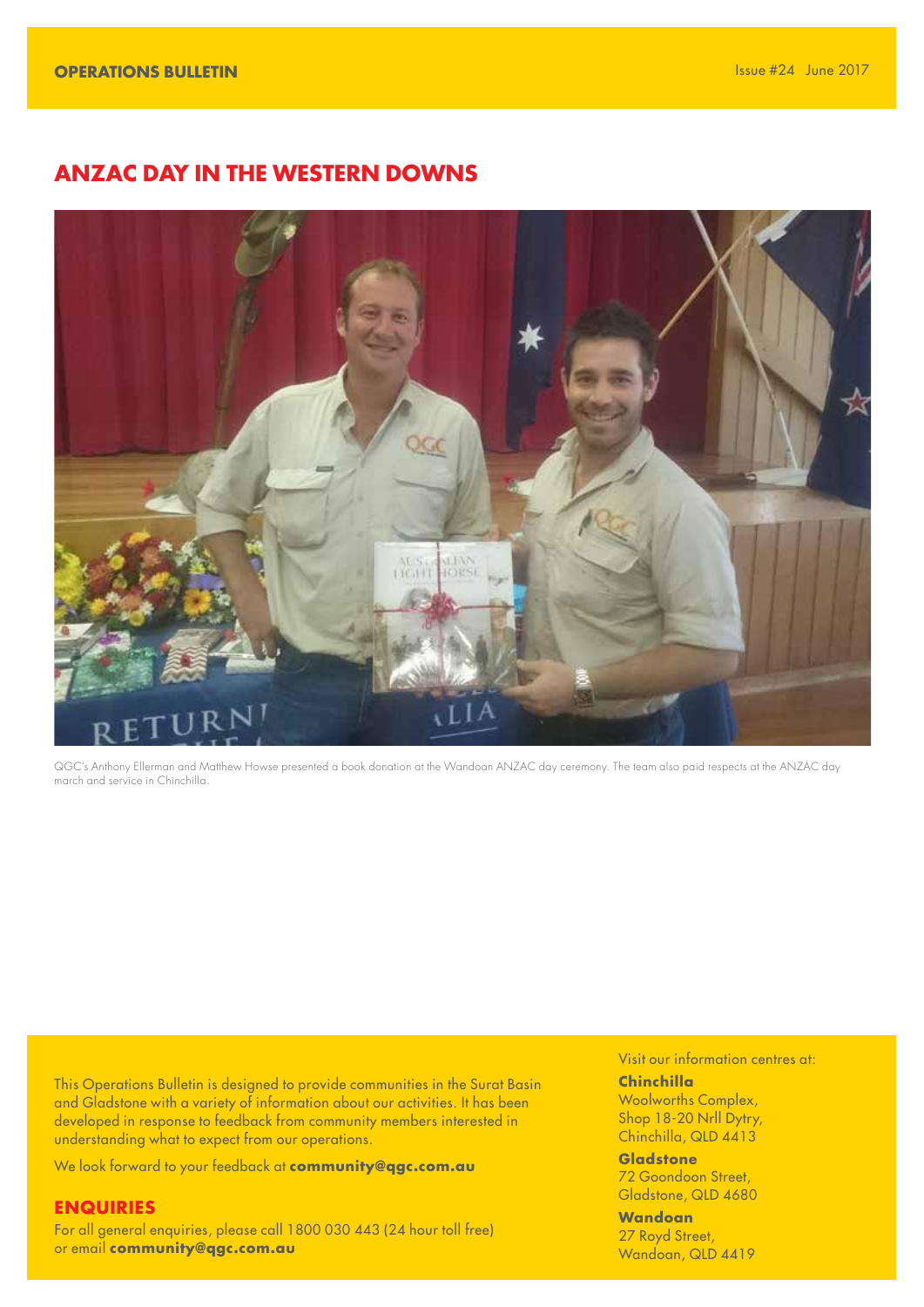## ANZAC DAY IN THE WESTERN DOWNS

QGC's Anthony Ellerman and Matthew Howse presented a book donation at the Wandoan ANZAC day ceremony. The team also paid respects at the ANZAC day march and service in Chinchilla.

This Operations Bulletin is designed to provide communities in the Surat Basin and Gladstone with a variety of information about our activities. It has been developed in response to feedback from community members interested in understanding what to expect from our operations.

We look forward to your feedback at **community@qgc.com.au**

## ENQUIRIES

For all general enquiries, please call 1800 030 443 (24 hour toll free) or email **community@qgc.com.au**

Visit our information centres at:

**Chinchilla**
Woolworths Complex,
Shop 18-20 Nrll Dytry,
Chinchilla, QLD 4413

**Gladstone**
72 Goondoon Street,
Gladstone, QLD 4680

**Wandoan**
27 Royd Street,
Wandoan, QLD 4419